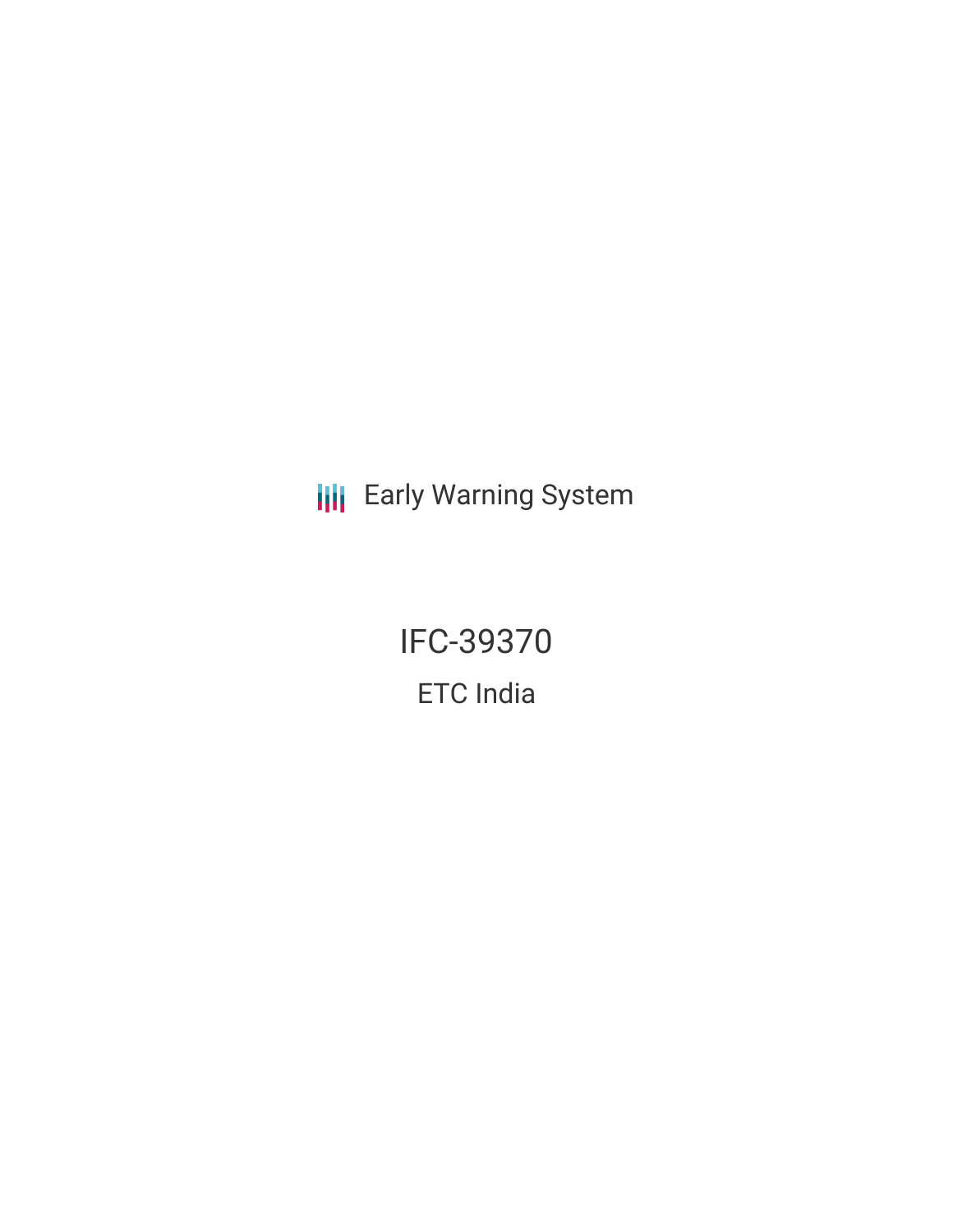Early Warning System

# IFC-39370

## ETC India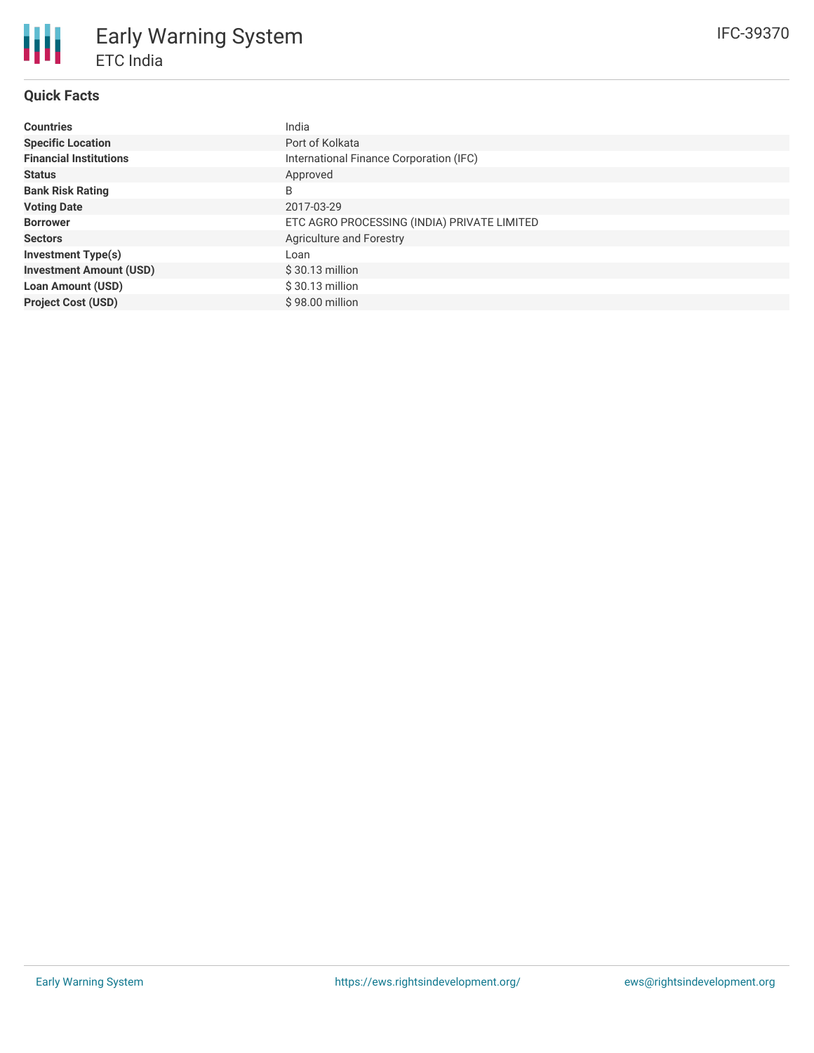# Early Warning System

## ETC India

IFC-39370

### Quick Facts

| | |
|---|---|
| **Countries** | India |
| **Specific Location** | Port of Kolkata |
| **Financial Institutions** | International Finance Corporation (IFC) |
| **Status** | Approved |
| **Bank Risk Rating** | B |
| **Voting Date** | 2017-03-29 |
| **Borrower** | ETC AGRO PROCESSING (INDIA) PRIVATE LIMITED |
| **Sectors** | Agriculture and Forestry |
| **Investment Type(s)** | Loan |
| **Investment Amount (USD)** | $ 30.13 million |
| **Loan Amount (USD)** | $ 30.13 million |
| **Project Cost (USD)** | $ 98.00 million |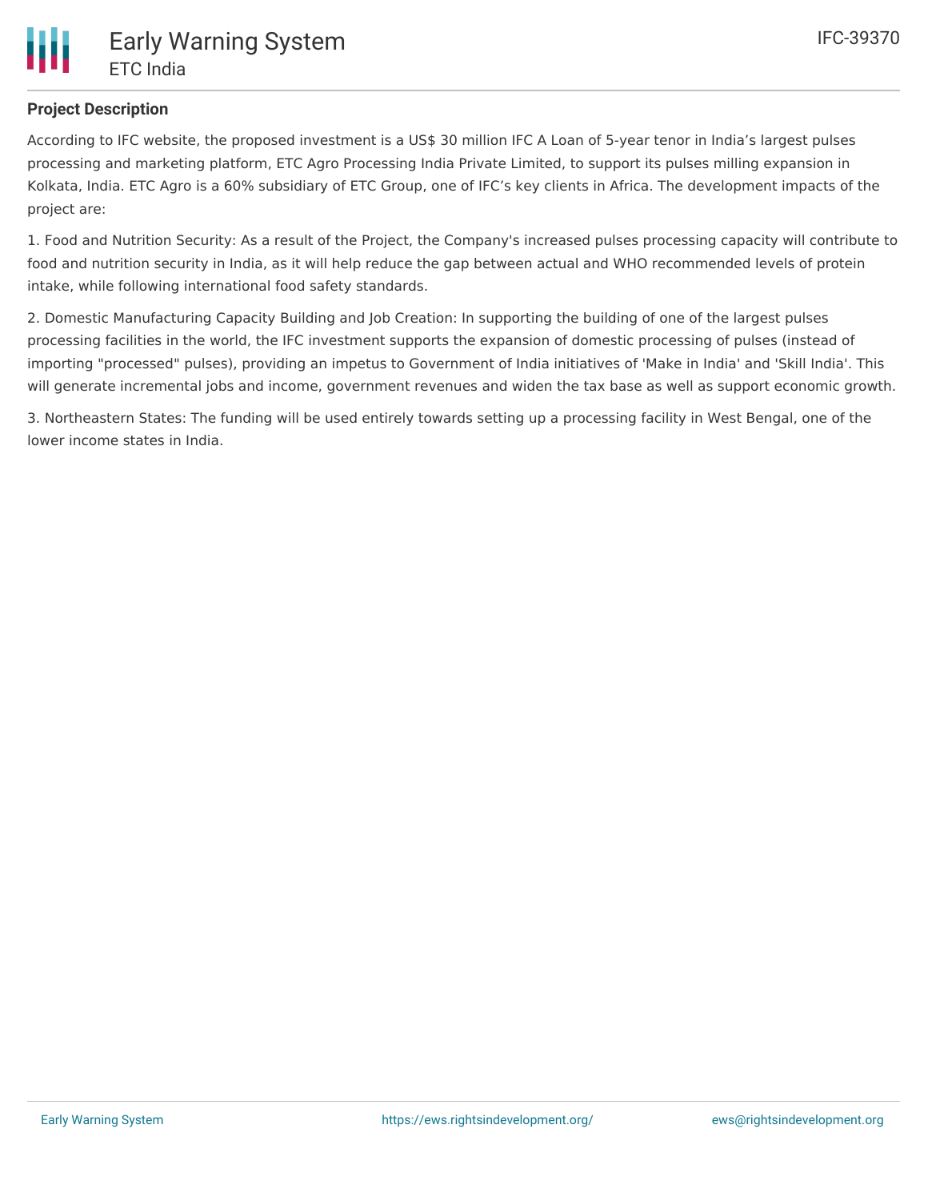## Project Description

According to IFC website, the proposed investment is a US$ 30 million IFC A Loan of 5-year tenor in India’s largest pulses processing and marketing platform, ETC Agro Processing India Private Limited, to support its pulses milling expansion in Kolkata, India. ETC Agro is a 60% subsidiary of ETC Group, one of IFC’s key clients in Africa. The development impacts of the project are:

1. Food and Nutrition Security: As a result of the Project, the Company's increased pulses processing capacity will contribute to food and nutrition security in India, as it will help reduce the gap between actual and WHO recommended levels of protein intake, while following international food safety standards.

2. Domestic Manufacturing Capacity Building and Job Creation: In supporting the building of one of the largest pulses processing facilities in the world, the IFC investment supports the expansion of domestic processing of pulses (instead of importing "processed" pulses), providing an impetus to Government of India initiatives of 'Make in India' and 'Skill India'. This will generate incremental jobs and income, government revenues and widen the tax base as well as support economic growth.

3. Northeastern States: The funding will be used entirely towards setting up a processing facility in West Bengal, one of the lower income states in India.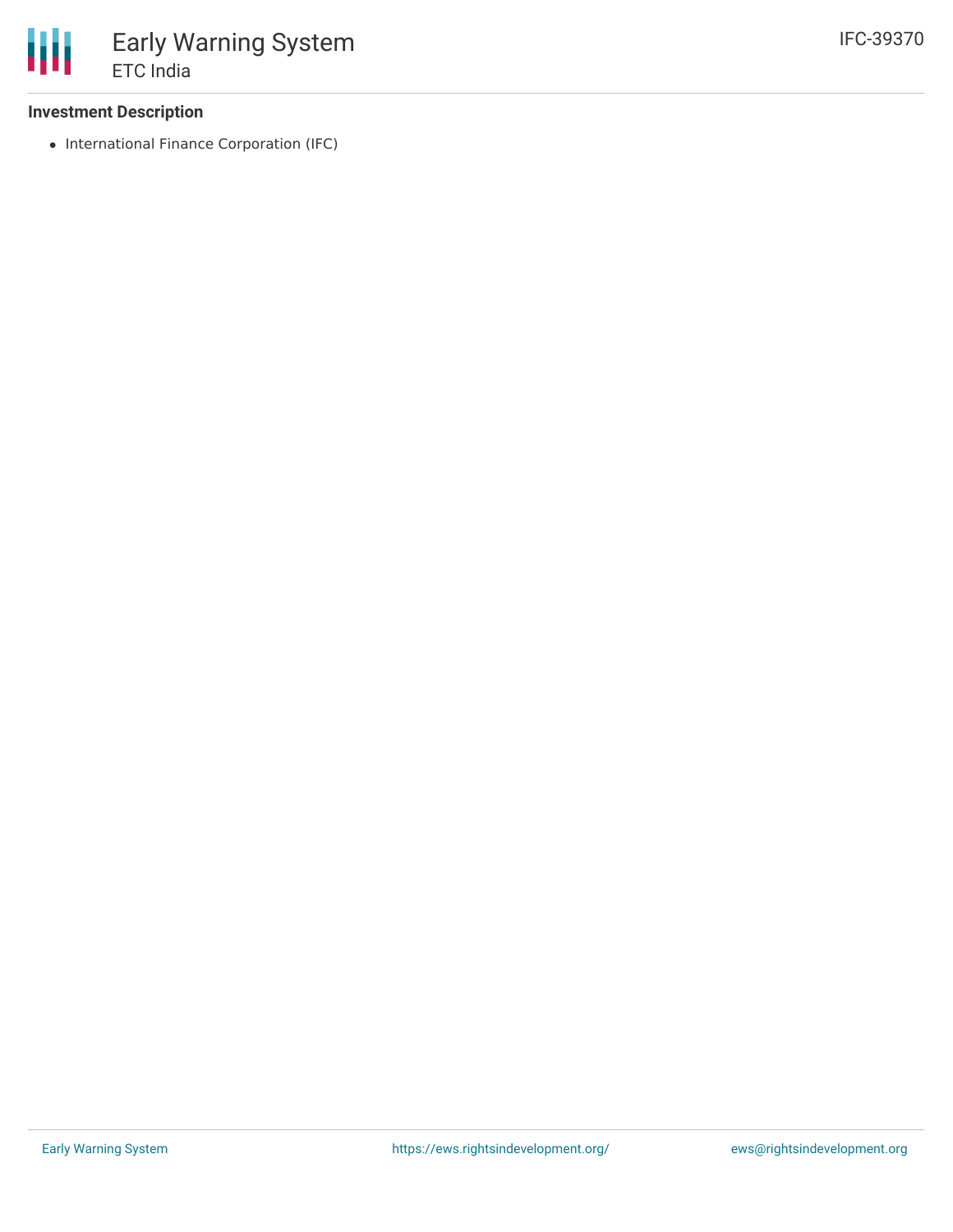### Investment Description

- International Finance Corporation (IFC)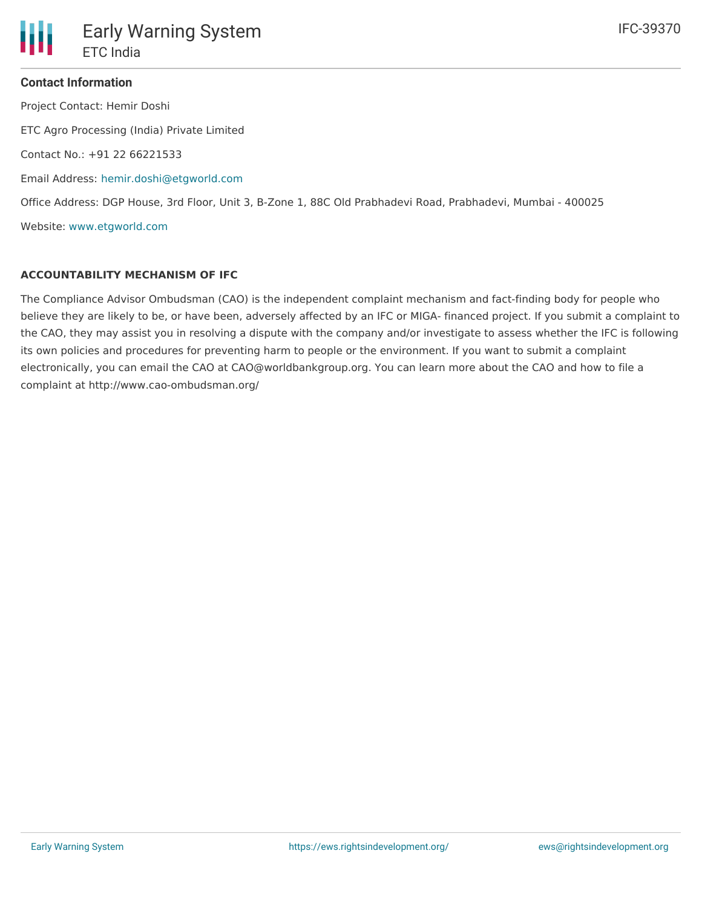**Contact Information**

Project Contact: Hemir Doshi

ETC Agro Processing (India) Private Limited

Contact No.: +91 22 66221533

Email Address: hemir.doshi@etgworld.com

Office Address: DGP House, 3rd Floor, Unit 3, B-Zone 1, 88C Old Prabhadevi Road, Prabhadevi, Mumbai - 400025

Website: www.etgworld.com

**ACCOUNTABILITY MECHANISM OF IFC**

The Compliance Advisor Ombudsman (CAO) is the independent complaint mechanism and fact-finding body for people who believe they are likely to be, or have been, adversely affected by an IFC or MIGA- financed project. If you submit a complaint to the CAO, they may assist you in resolving a dispute with the company and/or investigate to assess whether the IFC is following its own policies and procedures for preventing harm to people or the environment. If you want to submit a complaint electronically, you can email the CAO at CAO@worldbankgroup.org. You can learn more about the CAO and how to file a complaint at http://www.cao-ombudsman.org/